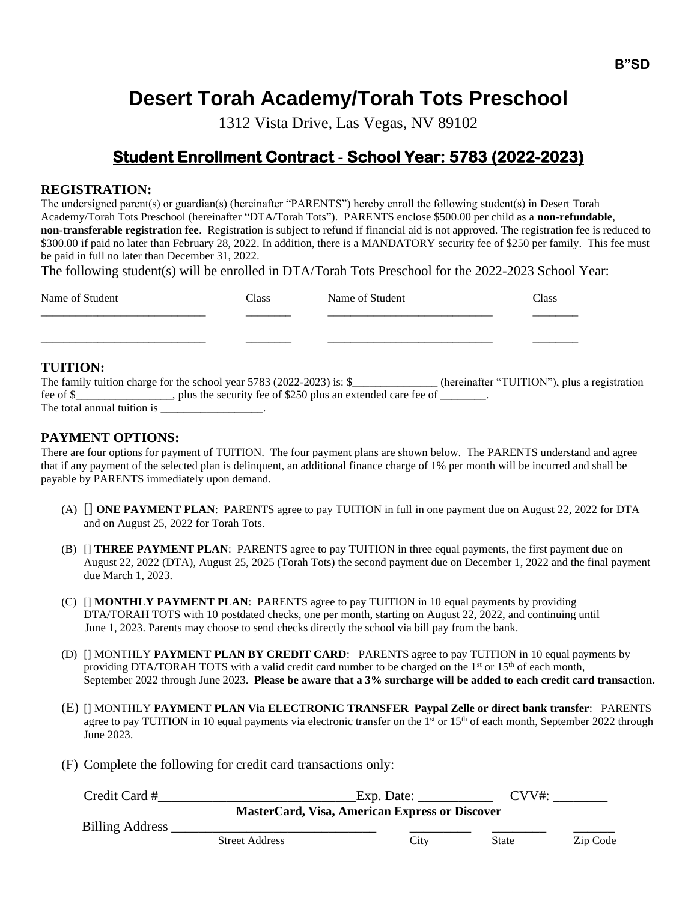B"SD

# Desert Torah Academy/Torah Tots Preschool

1312 Vista Drive, Las Vegas, NV 89102

## Student Enrollment Contract - School Year: 5783 (2022-2023)

### REGISTRATION:

The undersigned parent(s) or guardian(s) (hereinafter "PARENTS") hereby enroll the following student(s) in Desert Torah Academy/Torah Tots Preschool (hereinafter "DTA/Torah Tots"). PARENTS enclose $500.00 per child as a **non-refundable**, **non-transferable registration fee**. Registration is subject to refund if financial aid is not approved. The registration fee is reduced to $300.00 if paid no later than February 28, 2022. In addition, there is a MANDATORY security fee of $250 per family. This fee must be paid in full no later than December 31, 2022.

The following student(s) will be enrolled in DTA/Torah Tots Preschool for the 2022-2023 School Year:

| Name of Student | Class | Name of Student | Class |
|---|---|---|---|
| ____________________________ | ________ | ____________________________ | ________ |
| ____________________________ | ________ | ____________________________ | ________ |

### TUITION:

The family tuition charge for the school year 5783 (2022-2023) is: $_______________ (hereinafter "TUITION"), plus a registration fee of $_________________, plus the security fee of $250 plus an extended care fee of ________.
The total annual tuition is __________________.

### PAYMENT OPTIONS:

There are four options for payment of TUITION. The four payment plans are shown below. The PARENTS understand and agree that if any payment of the selected plan is delinquent, an additional finance charge of 1% per month will be incurred and shall be payable by PARENTS immediately upon demand.

(A) [] **ONE PAYMENT PLAN**: PARENTS agree to pay TUITION in full in one payment due on August 22, 2022 for DTA and on August 25, 2022 for Torah Tots.

(B) [] **THREE PAYMENT PLAN**: PARENTS agree to pay TUITION in three equal payments, the first payment due on August 22, 2022 (DTA), August 25, 2025 (Torah Tots) the second payment due on December 1, 2022 and the final payment due March 1, 2023.

(C) [] **MONTHLY PAYMENT PLAN**: PARENTS agree to pay TUITION in 10 equal payments by providing DTA/TORAH TOTS with 10 postdated checks, one per month, starting on August 22, 2022, and continuing until June 1, 2023. Parents may choose to send checks directly the school via bill pay from the bank.

(D) [] MONTHLY **PAYMENT PLAN BY CREDIT CARD**: PARENTS agree to pay TUITION in 10 equal payments by providing DTA/TORAH TOTS with a valid credit card number to be charged on the 1st or 15th of each month, September 2022 through June 2023. **Please be aware that a 3% surcharge will be added to each credit card transaction.**

(E) [] MONTHLY **PAYMENT PLAN Via ELECTRONIC TRANSFER Paypal Zelle or direct bank transfer**: PARENTS agree to pay TUITION in 10 equal payments via electronic transfer on the 1st or 15th of each month, September 2022 through June 2023.

(F) Complete the following for credit card transactions only:

Credit Card #_____________________________ Exp. Date: ___________ CVV#: ________

**MasterCard, Visa, American Express or Discover**

Billing Address _______________________________ __________ _________ _______

Street Address City State Zip Code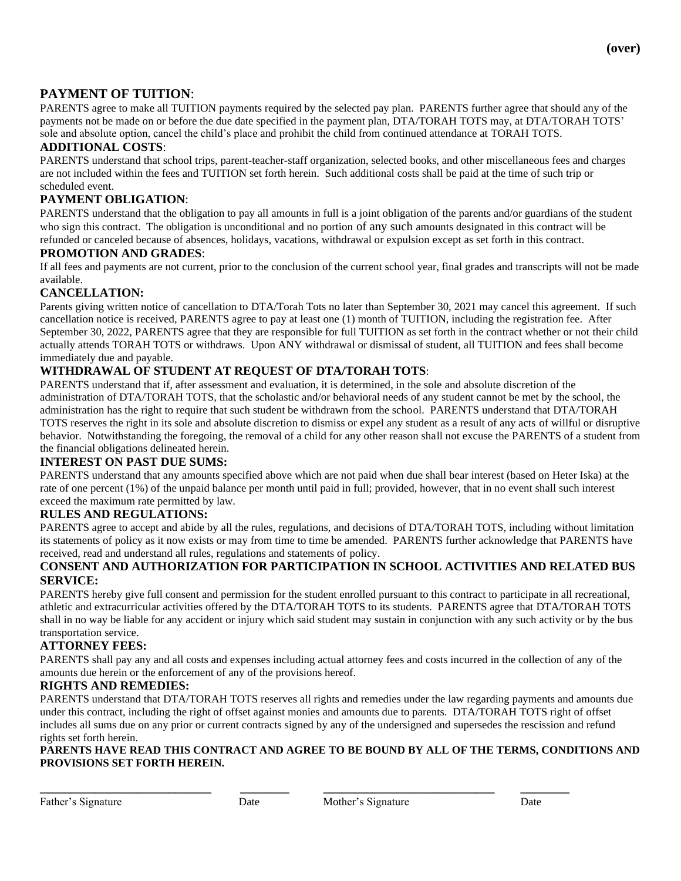(over)

## PAYMENT OF TUITION:

PARENTS agree to make all TUITION payments required by the selected pay plan. PARENTS further agree that should any of the payments not be made on or before the due date specified in the payment plan, DTA/TORAH TOTS may, at DTA/TORAH TOTS' sole and absolute option, cancel the child's place and prohibit the child from continued attendance at TORAH TOTS.

### ADDITIONAL COSTS:

PARENTS understand that school trips, parent-teacher-staff organization, selected books, and other miscellaneous fees and charges are not included within the fees and TUITION set forth herein. Such additional costs shall be paid at the time of such trip or scheduled event.

### PAYMENT OBLIGATION:

PARENTS understand that the obligation to pay all amounts in full is a joint obligation of the parents and/or guardians of the student who sign this contract. The obligation is unconditional and no portion of any such amounts designated in this contract will be refunded or canceled because of absences, holidays, vacations, withdrawal or expulsion except as set forth in this contract.

### PROMOTION AND GRADES:

If all fees and payments are not current, prior to the conclusion of the current school year, final grades and transcripts will not be made available.

### CANCELLATION:

Parents giving written notice of cancellation to DTA/Torah Tots no later than September 30, 2021 may cancel this agreement. If such cancellation notice is received, PARENTS agree to pay at least one (1) month of TUITION, including the registration fee. After September 30, 2022, PARENTS agree that they are responsible for full TUITION as set forth in the contract whether or not their child actually attends TORAH TOTS or withdraws. Upon ANY withdrawal or dismissal of student, all TUITION and fees shall become immediately due and payable.

### WITHDRAWAL OF STUDENT AT REQUEST OF DTA/TORAH TOTS:

PARENTS understand that if, after assessment and evaluation, it is determined, in the sole and absolute discretion of the administration of DTA/TORAH TOTS, that the scholastic and/or behavioral needs of any student cannot be met by the school, the administration has the right to require that such student be withdrawn from the school. PARENTS understand that DTA/TORAH TOTS reserves the right in its sole and absolute discretion to dismiss or expel any student as a result of any acts of willful or disruptive behavior. Notwithstanding the foregoing, the removal of a child for any other reason shall not excuse the PARENTS of a student from the financial obligations delineated herein.

### INTEREST ON PAST DUE SUMS:

PARENTS understand that any amounts specified above which are not paid when due shall bear interest (based on Heter Iska) at the rate of one percent (1%) of the unpaid balance per month until paid in full; provided, however, that in no event shall such interest exceed the maximum rate permitted by law.

### RULES AND REGULATIONS:

PARENTS agree to accept and abide by all the rules, regulations, and decisions of DTA/TORAH TOTS, including without limitation its statements of policy as it now exists or may from time to time be amended. PARENTS further acknowledge that PARENTS have received, read and understand all rules, regulations and statements of policy.

### CONSENT AND AUTHORIZATION FOR PARTICIPATION IN SCHOOL ACTIVITIES AND RELATED BUS SERVICE:

PARENTS hereby give full consent and permission for the student enrolled pursuant to this contract to participate in all recreational, athletic and extracurricular activities offered by the DTA/TORAH TOTS to its students. PARENTS agree that DTA/TORAH TOTS shall in no way be liable for any accident or injury which said student may sustain in conjunction with any such activity or by the bus transportation service.

### ATTORNEY FEES:

PARENTS shall pay any and all costs and expenses including actual attorney fees and costs incurred in the collection of any of the amounts due herein or the enforcement of any of the provisions hereof.

### RIGHTS AND REMEDIES:

PARENTS understand that DTA/TORAH TOTS reserves all rights and remedies under the law regarding payments and amounts due under this contract, including the right of offset against monies and amounts due to parents. DTA/TORAH TOTS right of offset includes all sums due on any prior or current contracts signed by any of the undersigned and supersedes the rescission and refund rights set forth herein.

**PARENTS HAVE READ THIS CONTRACT AND AGREE TO BE BOUND BY ALL OF THE TERMS, CONDITIONS AND PROVISIONS SET FORTH HEREIN.**

______________________________ ________ ______________________________ ________

Father's Signature Date Mother's Signature Date